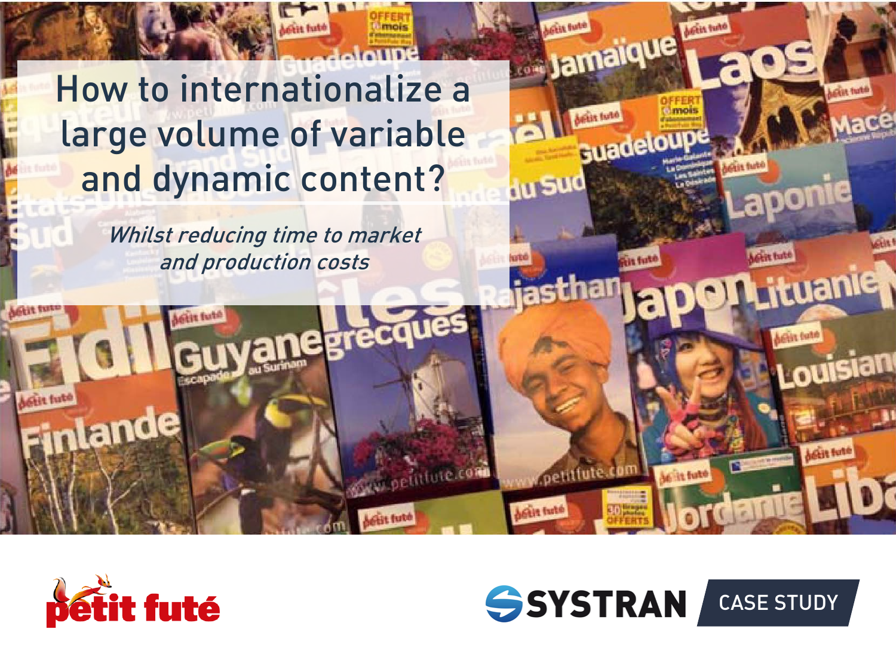# How to internationalize a large volume of variable and dynamic content?

*Whilst reducing time to market and production costs*

petit futé

SYSTRAN CASE STUDY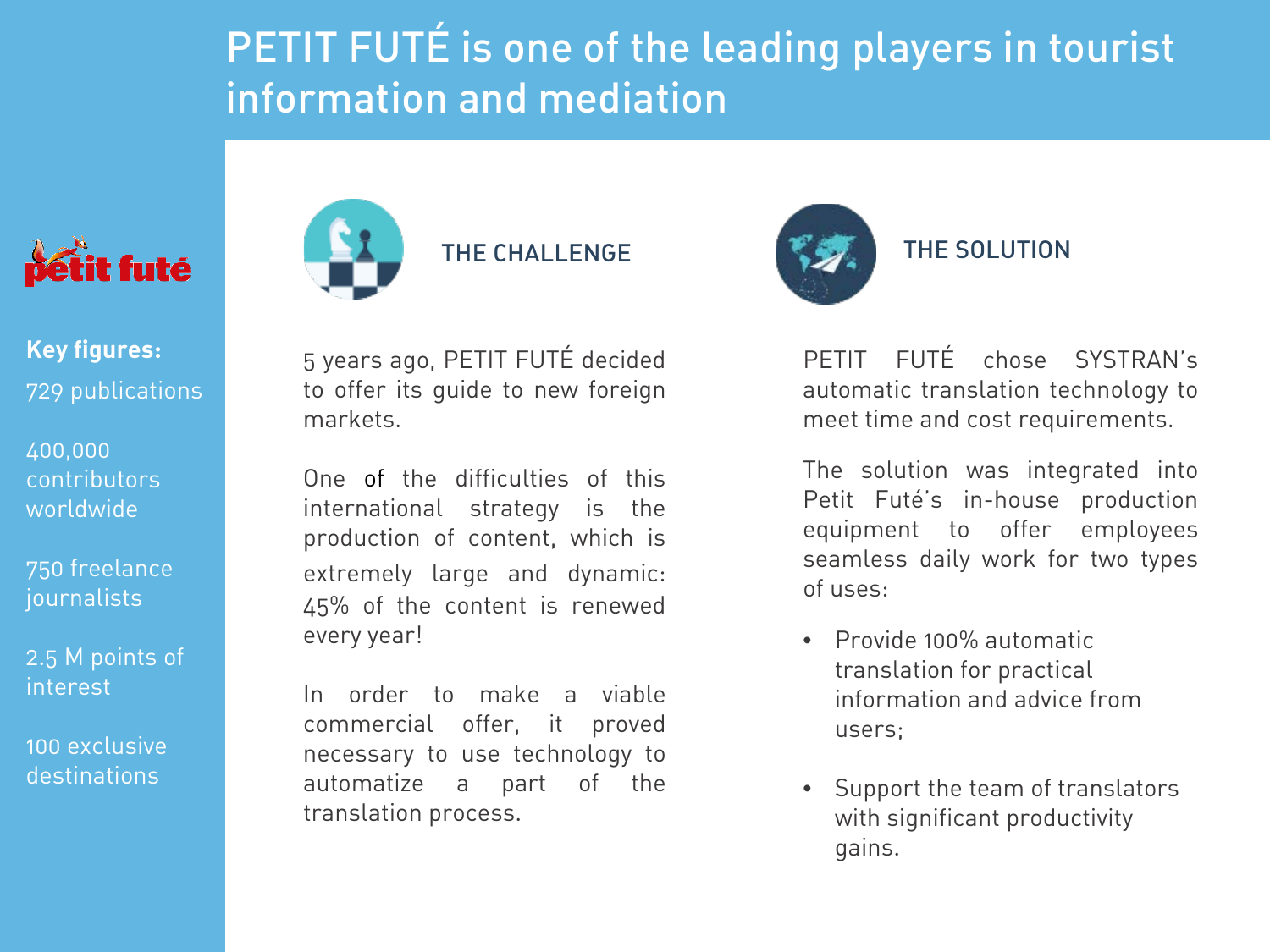# PETIT FUTÉ is one of the leading players in tourist information and mediation

petit futé

**Key figures:**

729 publications

400,000 contributors worldwide

750 freelance journalists

2.5 M points of interest

100 exclusive destinations

## THE CHALLENGE

5 years ago, PETIT FUTÉ decided to offer its guide to new foreign markets.

One of the difficulties of this international strategy is the production of content, which is extremely large and dynamic: 45% of the content is renewed every year!

In order to make a viable commercial offer, it proved necessary to use technology to automatize a part of the translation process.

## THE SOLUTION

PETIT FUTÉ chose SYSTRAN's automatic translation technology to meet time and cost requirements.

The solution was integrated into Petit Futé's in-house production equipment to offer employees seamless daily work for two types of uses:

- Provide 100% automatic translation for practical information and advice from users;
- Support the team of translators with significant productivity gains.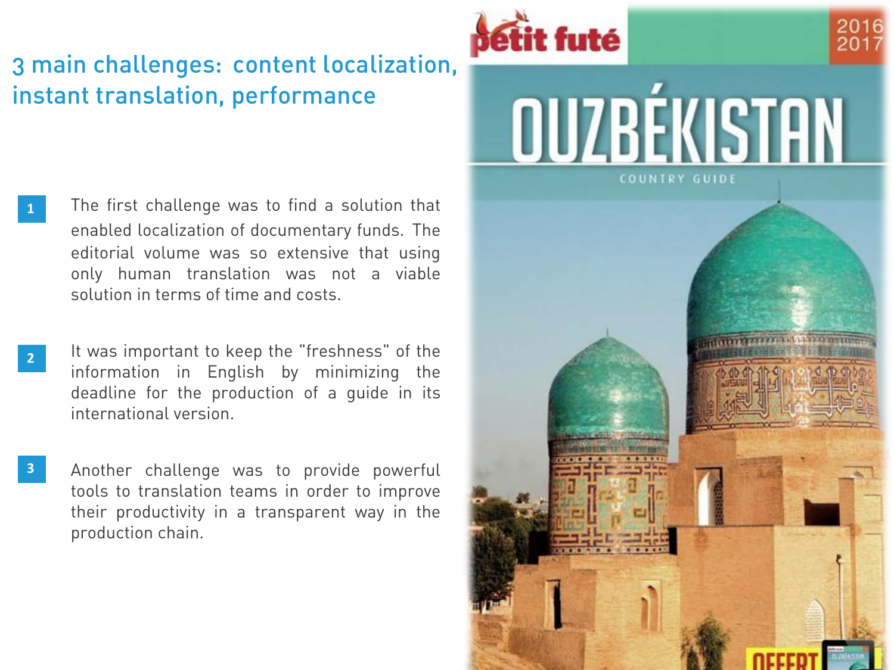# 3 main challenges: content localization, instant translation, performance

1. The first challenge was to find a solution that enabled localization of documentary funds. The editorial volume was so extensive that using only human translation was not a viable solution in terms of time and costs.

2. It was important to keep the "freshness" of the information in English by minimizing the deadline for the production of a guide in its international version.

3. Another challenge was to provide powerful tools to translation teams in order to improve their productivity in a transparent way in the production chain.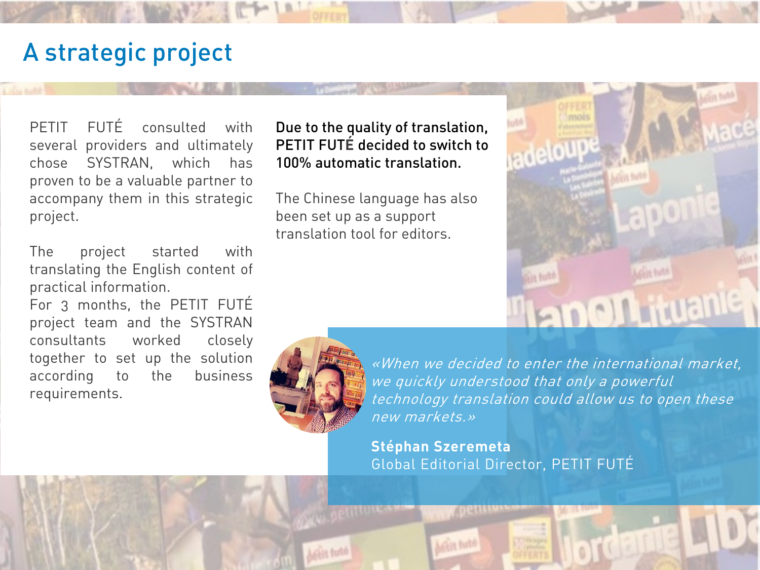# A strategic project

PETIT FUTÉ consulted with several providers and ultimately chose SYSTRAN, which has proven to be a valuable partner to accompany them in this strategic project.

The project started with translating the English content of practical information.
For 3 months, the PETIT FUTÉ project team and the SYSTRAN consultants worked closely together to set up the solution according to the business requirements.

**Due to the quality of translation, PETIT FUTÉ decided to switch to 100% automatic translation.**

The Chinese language has also been set up as a support translation tool for editors.

*«When we decided to enter the international market, we quickly understood that only a powerful technology translation could allow us to open these new markets.»*

**Stéphan Szeremeta**
Global Editorial Director, PETIT FUTÉ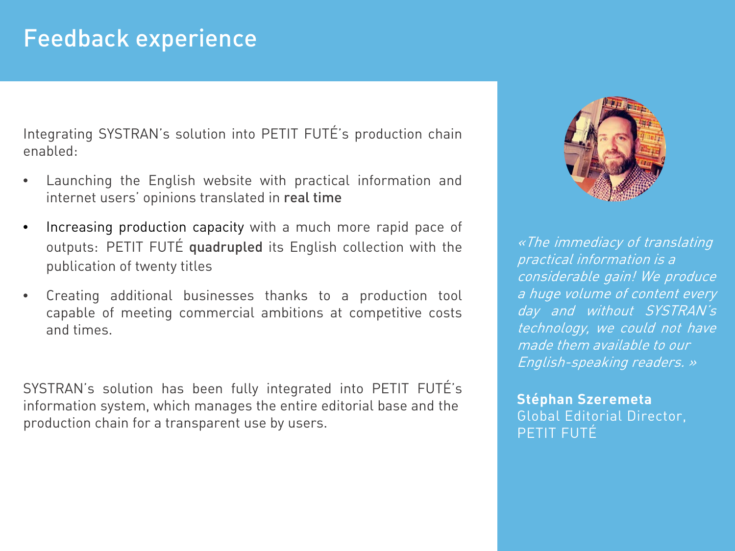# Feedback experience

Integrating SYSTRAN's solution into PETIT FUTÉ's production chain enabled:

- Launching the English website with practical information and internet users' opinions translated in **real time**
- **Increasing production capacity** with a much more rapid pace of outputs: PETIT FUTÉ **quadrupled** its English collection with the publication of twenty titles
- Creating additional businesses thanks to a production tool capable of meeting commercial ambitions at competitive costs and times.

SYSTRAN's solution has been fully integrated into PETIT FUTÉ's information system, which manages the entire editorial base and the production chain for a transparent use by users.

*«The immediacy of translating practical information is a considerable gain! We produce a huge volume of content every day and without SYSTRAN's technology, we could not have made them available to our English-speaking readers. »*

**Stéphan Szeremeta**
Global Editorial Director,
PETIT FUTÉ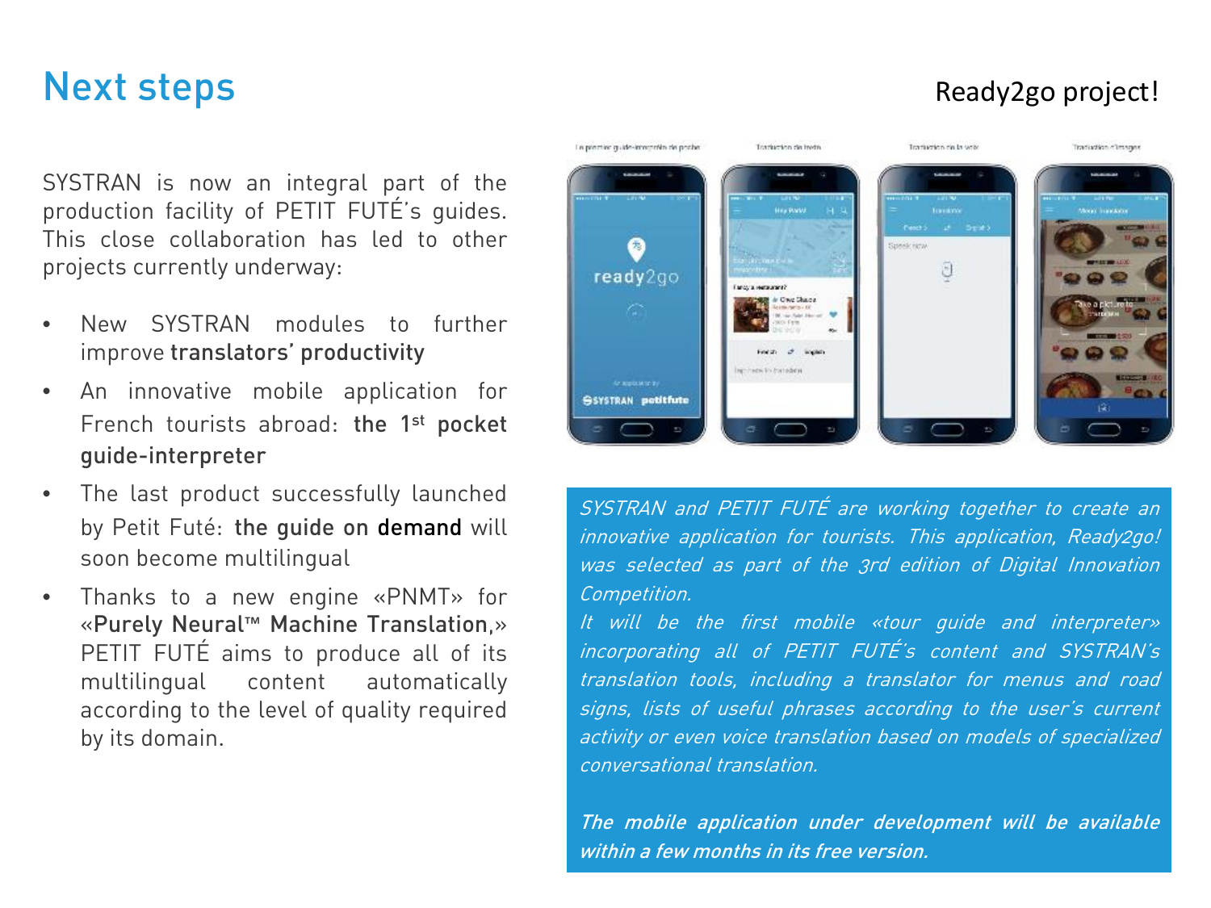# Next steps

Ready2go project!

SYSTRAN is now an integral part of the production facility of PETIT FUTÉ's guides. This close collaboration has led to other projects currently underway:

- New SYSTRAN modules to further improve **translators' productivity**
- An innovative mobile application for French tourists abroad: **the 1st pocket guide-interpreter**
- The last product successfully launched by Petit Futé: **the guide on demand** will soon become multilingual
- Thanks to a new engine «PNMT» for «**Purely Neural™ Machine Translation**,» PETIT FUTÉ aims to produce all of its multilingual content automatically according to the level of quality required by its domain.

*SYSTRAN and PETIT FUTÉ are working together to create an innovative application for tourists. This application, Ready2go! was selected as part of the 3rd edition of Digital Innovation Competition.*
*It will be the first mobile «tour guide and interpreter» incorporating all of PETIT FUTÉ's content and SYSTRAN's translation tools, including a translator for menus and road signs, lists of useful phrases according to the user's current activity or even voice translation based on models of specialized conversational translation.*

***The mobile application under development will be available within a few months in its free version.***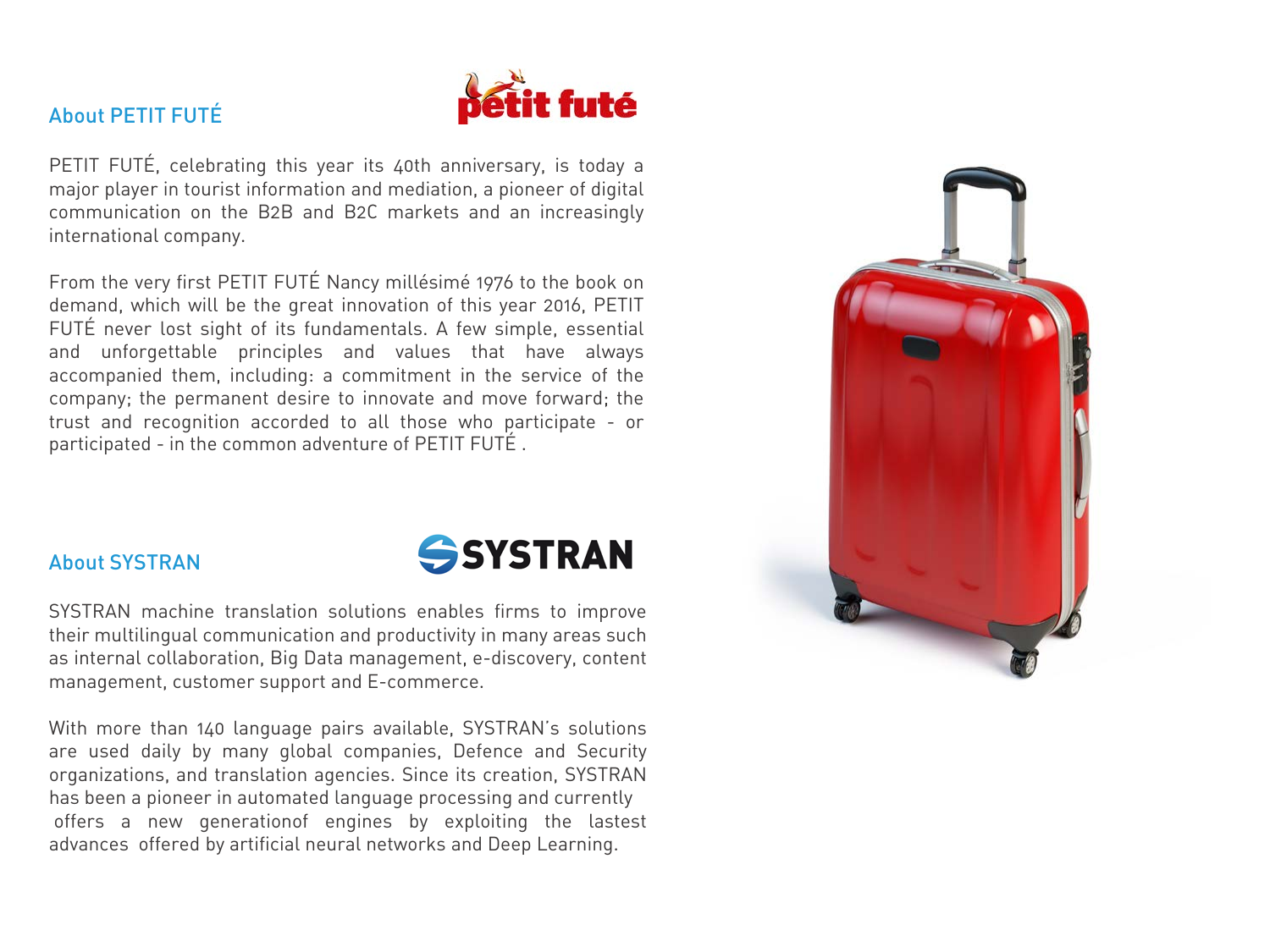## About PETIT FUTÉ

PETIT FUTÉ, celebrating this year its 40th anniversary, is today a major player in tourist information and mediation, a pioneer of digital communication on the B2B and B2C markets and an increasingly international company.

From the very first PETIT FUTÉ Nancy millésimé 1976 to the book on demand, which will be the great innovation of this year 2016, PETIT FUTÉ never lost sight of its fundamentals. A few simple, essential and unforgettable principles and values that have always accompanied them, including: a commitment in the service of the company; the permanent desire to innovate and move forward; the trust and recognition accorded to all those who participate - or participated - in the common adventure of PETIT FUTÉ .

## About SYSTRAN

SYSTRAN machine translation solutions enables firms to improve their multilingual communication and productivity in many areas such as internal collaboration, Big Data management, e-discovery, content management, customer support and E-commerce.

With more than 140 language pairs available, SYSTRAN's solutions are used daily by many global companies, Defence and Security organizations, and translation agencies. Since its creation, SYSTRAN has been a pioneer in automated language processing and currently offers a new generationof engines by exploiting the lastest advances offered by artificial neural networks and Deep Learning.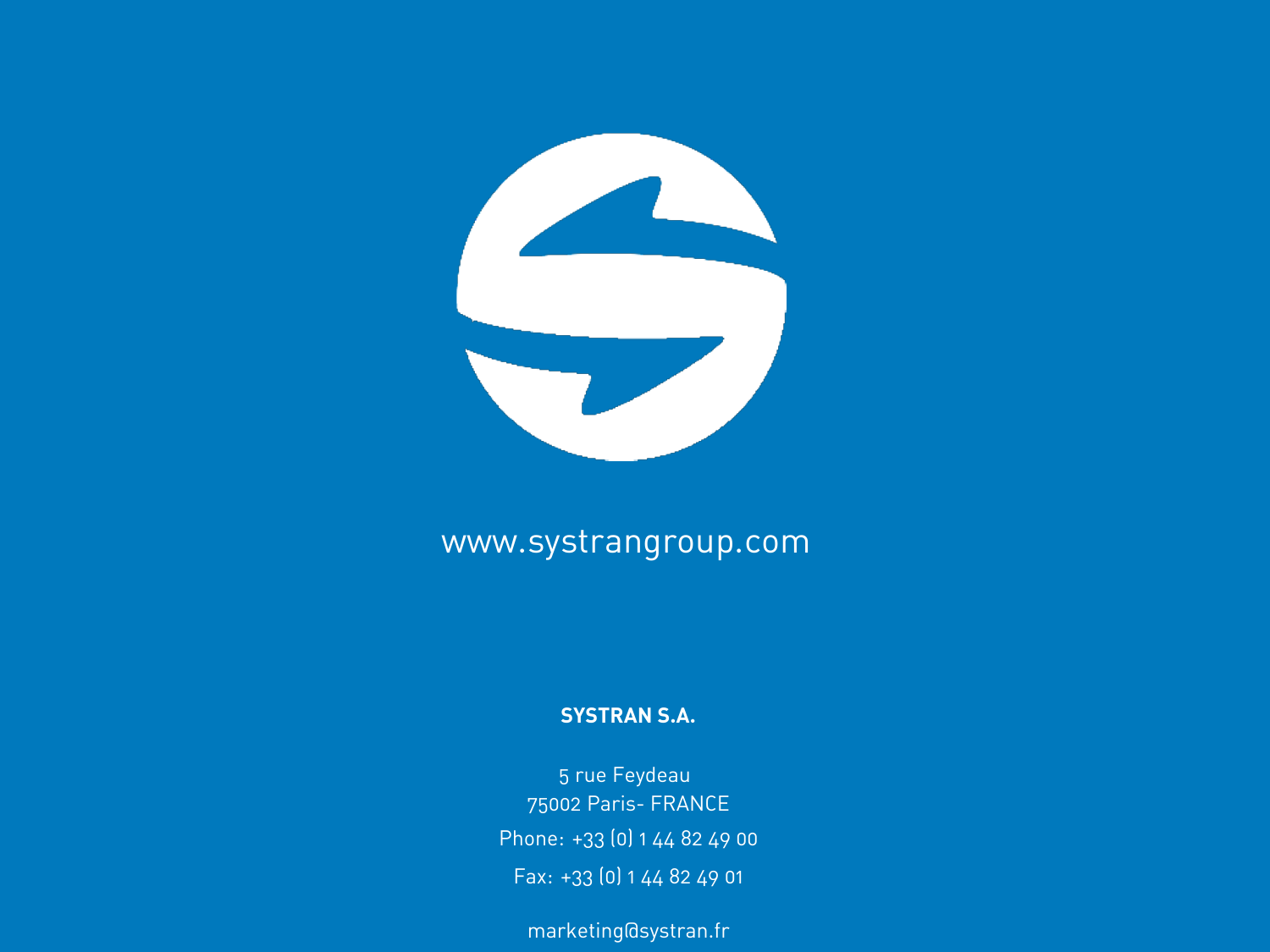www.systrangroup.com

**SYSTRAN S.A.**

5 rue Feydeau
75002 Paris- FRANCE

Phone: +33 (0) 1 44 82 49 00

Fax: +33 (0) 1 44 82 49 01

marketing@systran.fr